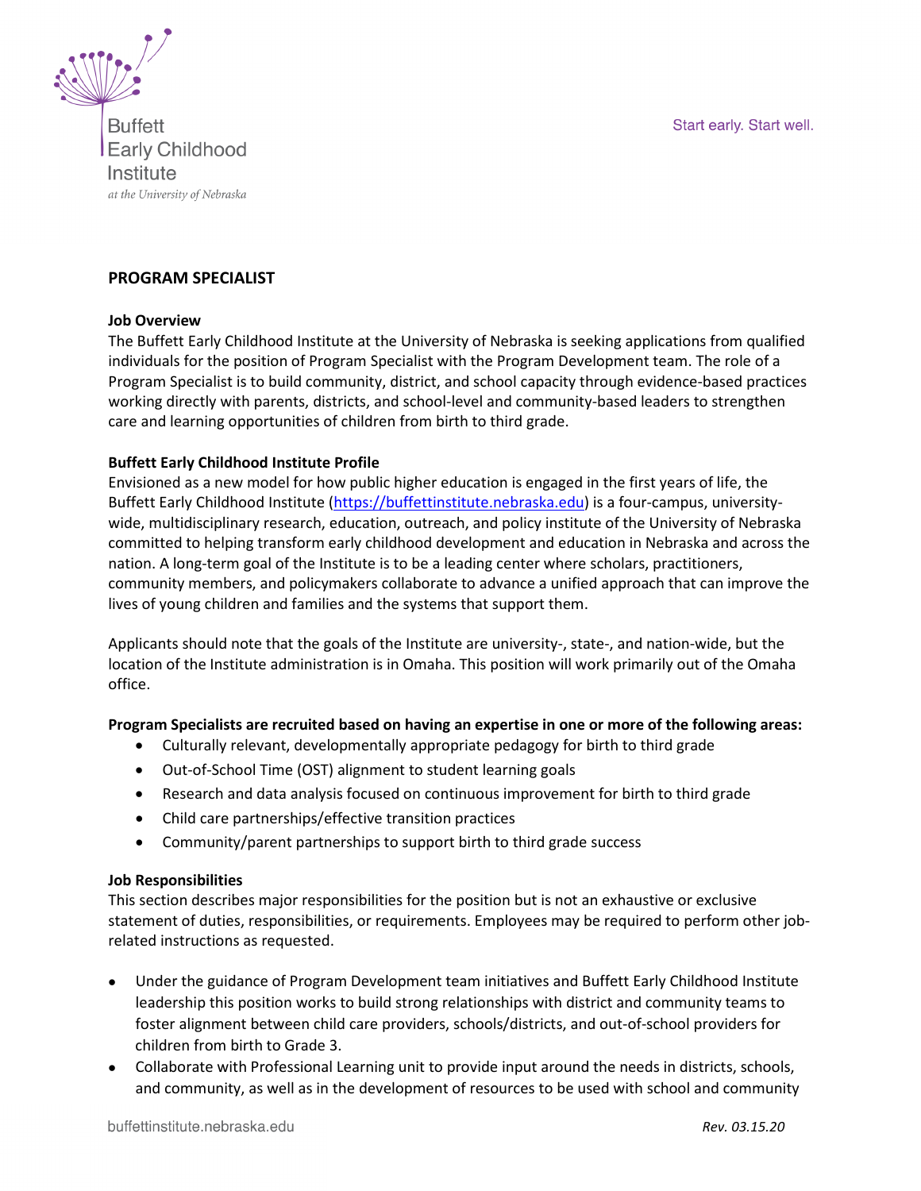Buffett Early Childhood Institute
*at the University of Nebraska*

Start early. Start well.

## PROGRAM SPECIALIST

### Job Overview

The Buffett Early Childhood Institute at the University of Nebraska is seeking applications from qualified individuals for the position of Program Specialist with the Program Development team. The role of a Program Specialist is to build community, district, and school capacity through evidence-based practices working directly with parents, districts, and school-level and community-based leaders to strengthen care and learning opportunities of children from birth to third grade.

### Buffett Early Childhood Institute Profile

Envisioned as a new model for how public higher education is engaged in the first years of life, the Buffett Early Childhood Institute (https://buffettinstitute.nebraska.edu) is a four-campus, university-wide, multidisciplinary research, education, outreach, and policy institute of the University of Nebraska committed to helping transform early childhood development and education in Nebraska and across the nation. A long-term goal of the Institute is to be a leading center where scholars, practitioners, community members, and policymakers collaborate to advance a unified approach that can improve the lives of young children and families and the systems that support them.

Applicants should note that the goals of the Institute are university-, state-, and nation-wide, but the location of the Institute administration is in Omaha. This position will work primarily out of the Omaha office.

**Program Specialists are recruited based on having an expertise in one or more of the following areas:**

- Culturally relevant, developmentally appropriate pedagogy for birth to third grade
- Out-of-School Time (OST) alignment to student learning goals
- Research and data analysis focused on continuous improvement for birth to third grade
- Child care partnerships/effective transition practices
- Community/parent partnerships to support birth to third grade success

### Job Responsibilities

This section describes major responsibilities for the position but is not an exhaustive or exclusive statement of duties, responsibilities, or requirements. Employees may be required to perform other job-related instructions as requested.

- Under the guidance of Program Development team initiatives and Buffett Early Childhood Institute leadership this position works to build strong relationships with district and community teams to foster alignment between child care providers, schools/districts, and out-of-school providers for children from birth to Grade 3.
- Collaborate with Professional Learning unit to provide input around the needs in districts, schools, and community, as well as in the development of resources to be used with school and community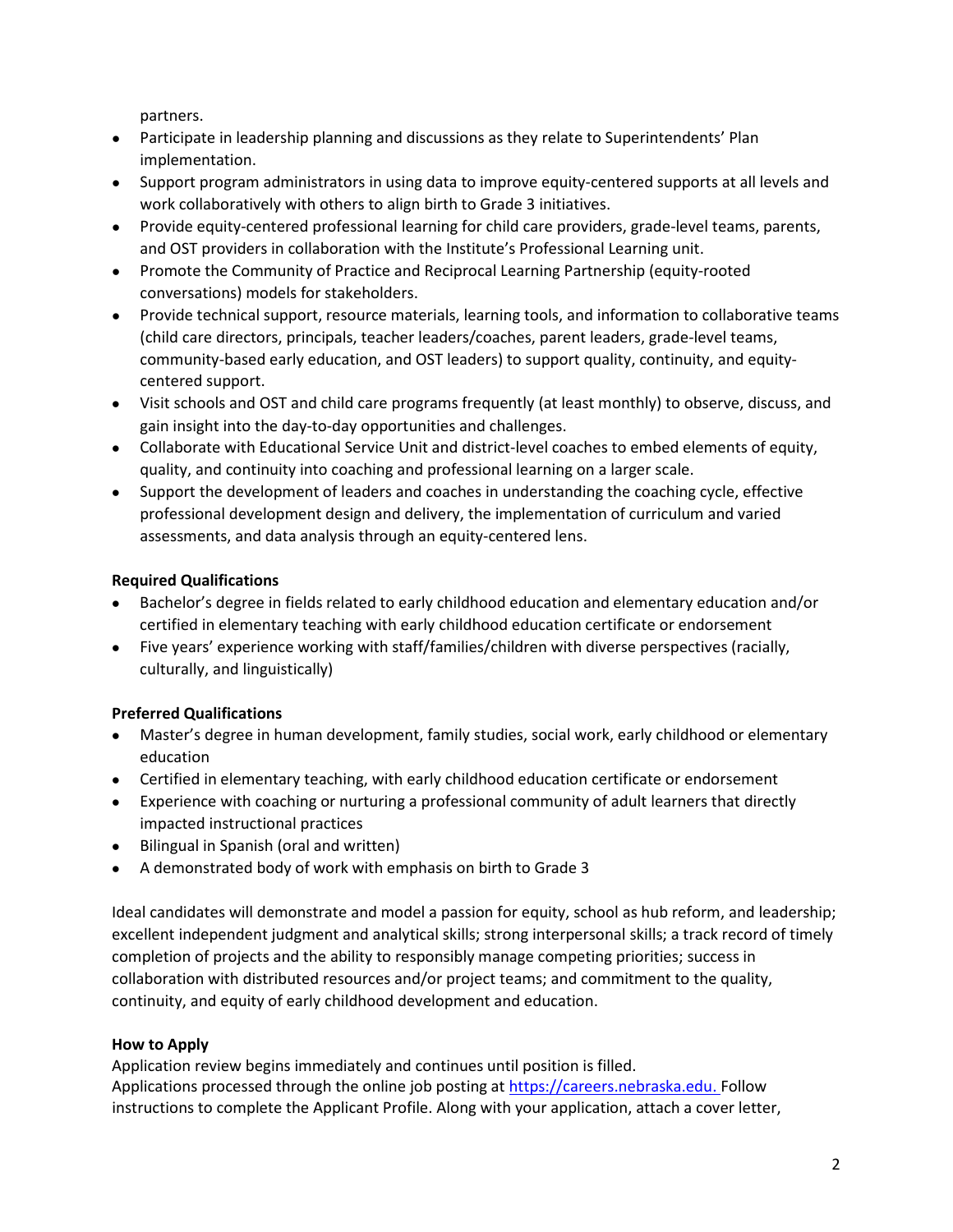partners.

- Participate in leadership planning and discussions as they relate to Superintendents' Plan implementation.
- Support program administrators in using data to improve equity-centered supports at all levels and work collaboratively with others to align birth to Grade 3 initiatives.
- Provide equity-centered professional learning for child care providers, grade-level teams, parents, and OST providers in collaboration with the Institute's Professional Learning unit.
- Promote the Community of Practice and Reciprocal Learning Partnership (equity-rooted conversations) models for stakeholders.
- Provide technical support, resource materials, learning tools, and information to collaborative teams (child care directors, principals, teacher leaders/coaches, parent leaders, grade-level teams, community-based early education, and OST leaders) to support quality, continuity, and equity-centered support.
- Visit schools and OST and child care programs frequently (at least monthly) to observe, discuss, and gain insight into the day-to-day opportunities and challenges.
- Collaborate with Educational Service Unit and district-level coaches to embed elements of equity, quality, and continuity into coaching and professional learning on a larger scale.
- Support the development of leaders and coaches in understanding the coaching cycle, effective professional development design and delivery, the implementation of curriculum and varied assessments, and data analysis through an equity-centered lens.

**Required Qualifications**

- Bachelor's degree in fields related to early childhood education and elementary education and/or certified in elementary teaching with early childhood education certificate or endorsement
- Five years' experience working with staff/families/children with diverse perspectives (racially, culturally, and linguistically)

**Preferred Qualifications**

- Master's degree in human development, family studies, social work, early childhood or elementary education
- Certified in elementary teaching, with early childhood education certificate or endorsement
- Experience with coaching or nurturing a professional community of adult learners that directly impacted instructional practices
- Bilingual in Spanish (oral and written)
- A demonstrated body of work with emphasis on birth to Grade 3

Ideal candidates will demonstrate and model a passion for equity, school as hub reform, and leadership; excellent independent judgment and analytical skills; strong interpersonal skills; a track record of timely completion of projects and the ability to responsibly manage competing priorities; success in collaboration with distributed resources and/or project teams; and commitment to the quality, continuity, and equity of early childhood development and education.

**How to Apply**

Application review begins immediately and continues until position is filled.
Applications processed through the online job posting at https://careers.nebraska.edu. Follow instructions to complete the Applicant Profile. Along with your application, attach a cover letter,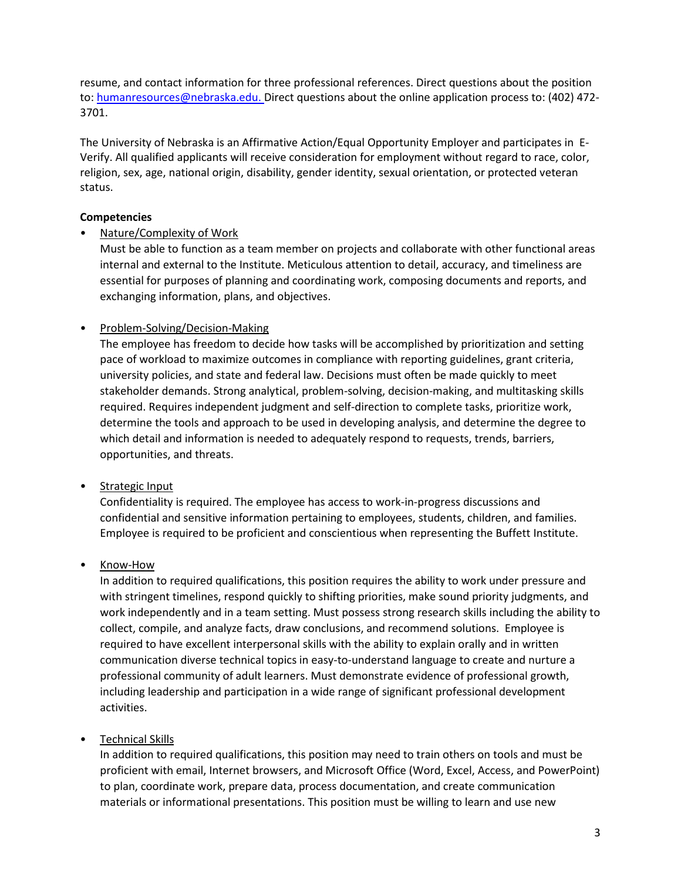resume, and contact information for three professional references. Direct questions about the position to: [humanresources@nebraska.edu.](mailto:humanresources@nebraska.edu) Direct questions about the online application process to: (402) 472-3701.

The University of Nebraska is an Affirmative Action/Equal Opportunity Employer and participates in E-Verify. All qualified applicants will receive consideration for employment without regard to race, color, religion, sex, age, national origin, disability, gender identity, sexual orientation, or protected veteran status.

**Competencies**

- Nature/Complexity of Work
  Must be able to function as a team member on projects and collaborate with other functional areas internal and external to the Institute. Meticulous attention to detail, accuracy, and timeliness are essential for purposes of planning and coordinating work, composing documents and reports, and exchanging information, plans, and objectives.

- Problem-Solving/Decision-Making
  The employee has freedom to decide how tasks will be accomplished by prioritization and setting pace of workload to maximize outcomes in compliance with reporting guidelines, grant criteria, university policies, and state and federal law. Decisions must often be made quickly to meet stakeholder demands. Strong analytical, problem-solving, decision-making, and multitasking skills required. Requires independent judgment and self-direction to complete tasks, prioritize work, determine the tools and approach to be used in developing analysis, and determine the degree to which detail and information is needed to adequately respond to requests, trends, barriers, opportunities, and threats.

- Strategic Input
  Confidentiality is required. The employee has access to work-in-progress discussions and confidential and sensitive information pertaining to employees, students, children, and families. Employee is required to be proficient and conscientious when representing the Buffett Institute.

- Know-How
  In addition to required qualifications, this position requires the ability to work under pressure and with stringent timelines, respond quickly to shifting priorities, make sound priority judgments, and work independently and in a team setting. Must possess strong research skills including the ability to collect, compile, and analyze facts, draw conclusions, and recommend solutions. Employee is required to have excellent interpersonal skills with the ability to explain orally and in written communication diverse technical topics in easy-to-understand language to create and nurture a professional community of adult learners. Must demonstrate evidence of professional growth, including leadership and participation in a wide range of significant professional development activities.

- Technical Skills
  In addition to required qualifications, this position may need to train others on tools and must be proficient with email, Internet browsers, and Microsoft Office (Word, Excel, Access, and PowerPoint) to plan, coordinate work, prepare data, process documentation, and create communication materials or informational presentations. This position must be willing to learn and use new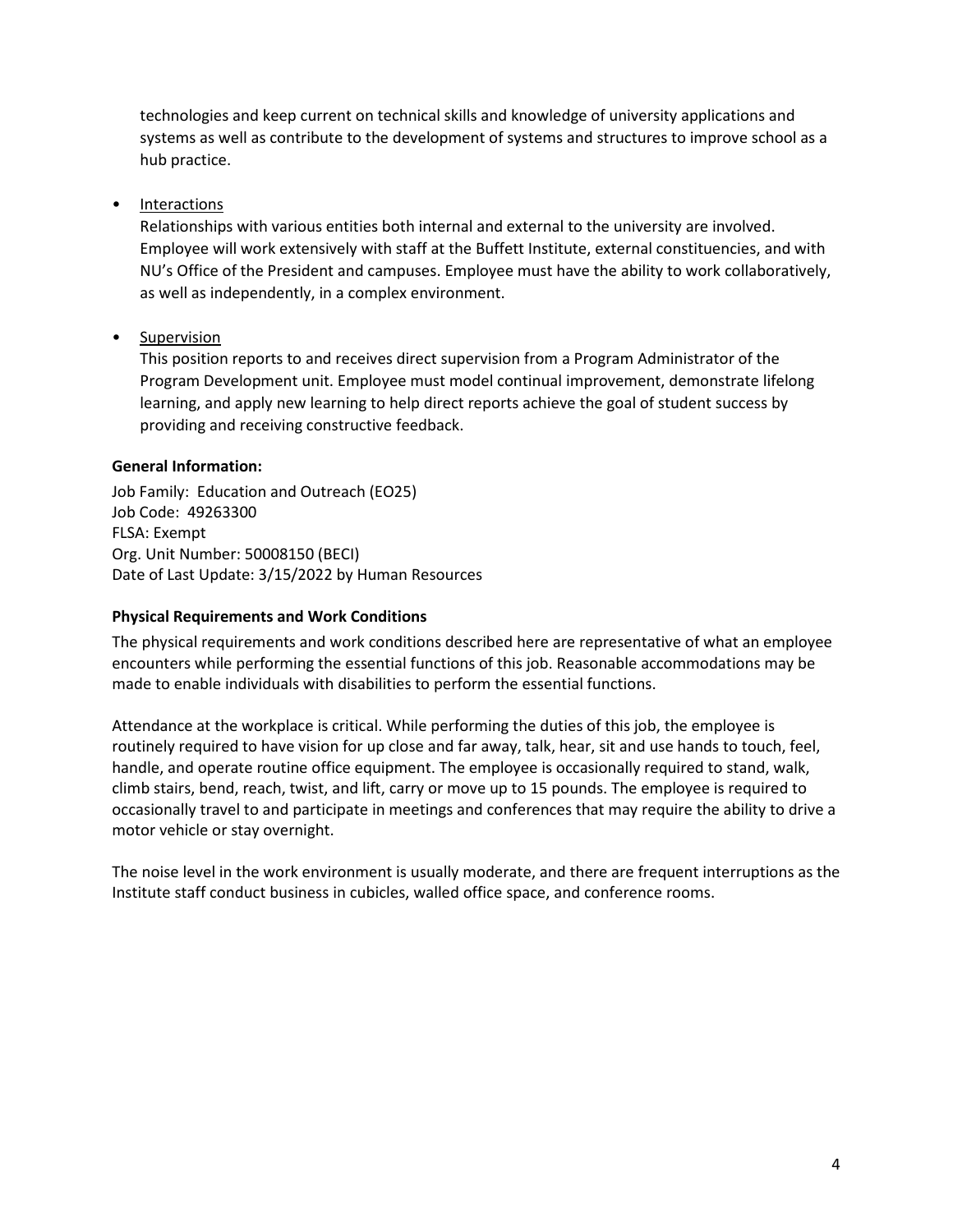technologies and keep current on technical skills and knowledge of university applications and systems as well as contribute to the development of systems and structures to improve school as a hub practice.

- Interactions

  Relationships with various entities both internal and external to the university are involved. Employee will work extensively with staff at the Buffett Institute, external constituencies, and with NU's Office of the President and campuses. Employee must have the ability to work collaboratively, as well as independently, in a complex environment.

- Supervision

  This position reports to and receives direct supervision from a Program Administrator of the Program Development unit. Employee must model continual improvement, demonstrate lifelong learning, and apply new learning to help direct reports achieve the goal of student success by providing and receiving constructive feedback.

**General Information:**

Job Family: Education and Outreach (EO25)
Job Code: 49263300
FLSA: Exempt
Org. Unit Number: 50008150 (BECI)
Date of Last Update: 3/15/2022 by Human Resources

**Physical Requirements and Work Conditions**

The physical requirements and work conditions described here are representative of what an employee encounters while performing the essential functions of this job. Reasonable accommodations may be made to enable individuals with disabilities to perform the essential functions.

Attendance at the workplace is critical. While performing the duties of this job, the employee is routinely required to have vision for up close and far away, talk, hear, sit and use hands to touch, feel, handle, and operate routine office equipment. The employee is occasionally required to stand, walk, climb stairs, bend, reach, twist, and lift, carry or move up to 15 pounds. The employee is required to occasionally travel to and participate in meetings and conferences that may require the ability to drive a motor vehicle or stay overnight.

The noise level in the work environment is usually moderate, and there are frequent interruptions as the Institute staff conduct business in cubicles, walled office space, and conference rooms.